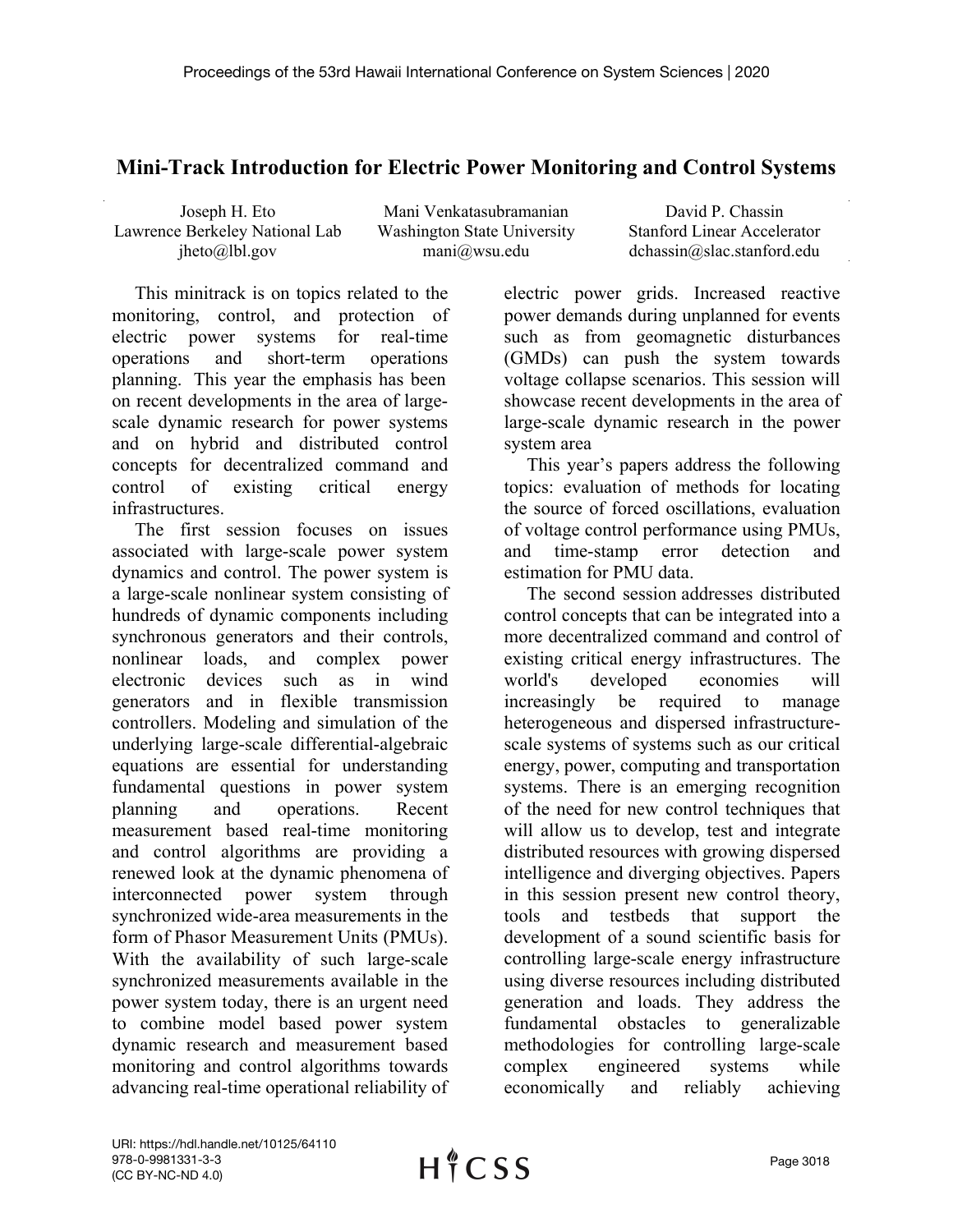# Mini-Track Introduction for Electric Power Monitoring and Control Systems

Joseph H. Eto
Lawrence Berkeley National Lab
jheto@lbl.gov

Mani Venkatasubramanian
Washington State University
mani@wsu.edu

David P. Chassin
Stanford Linear Accelerator
dchassin@slac.stanford.edu

This minitrack is on topics related to the monitoring, control, and protection of electric power systems for real-time operations and short-term operations planning. This year the emphasis has been on recent developments in the area of large-scale dynamic research for power systems and on hybrid and distributed control concepts for decentralized command and control of existing critical energy infrastructures.

The first session focuses on issues associated with large-scale power system dynamics and control. The power system is a large-scale nonlinear system consisting of hundreds of dynamic components including synchronous generators and their controls, nonlinear loads, and complex power electronic devices such as in wind generators and in flexible transmission controllers. Modeling and simulation of the underlying large-scale differential-algebraic equations are essential for understanding fundamental questions in power system planning and operations. Recent measurement based real-time monitoring and control algorithms are providing a renewed look at the dynamic phenomena of interconnected power system through synchronized wide-area measurements in the form of Phasor Measurement Units (PMUs). With the availability of such large-scale synchronized measurements available in the power system today, there is an urgent need to combine model based power system dynamic research and measurement based monitoring and control algorithms towards advancing real-time operational reliability of electric power grids. Increased reactive power demands during unplanned for events such as from geomagnetic disturbances (GMDs) can push the system towards voltage collapse scenarios. This session will showcase recent developments in the area of large-scale dynamic research in the power system area

This year's papers address the following topics: evaluation of methods for locating the source of forced oscillations, evaluation of voltage control performance using PMUs, and time-stamp error detection and estimation for PMU data.

The second session addresses distributed control concepts that can be integrated into a more decentralized command and control of existing critical energy infrastructures. The world's developed economies will increasingly be required to manage heterogeneous and dispersed infrastructure-scale systems of systems such as our critical energy, power, computing and transportation systems. There is an emerging recognition of the need for new control techniques that will allow us to develop, test and integrate distributed resources with growing dispersed intelligence and diverging objectives. Papers in this session present new control theory, tools and testbeds that support the development of a sound scientific basis for controlling large-scale energy infrastructure using diverse resources including distributed generation and loads. They address the fundamental obstacles to generalizable methodologies for controlling large-scale complex engineered systems while economically and reliably achieving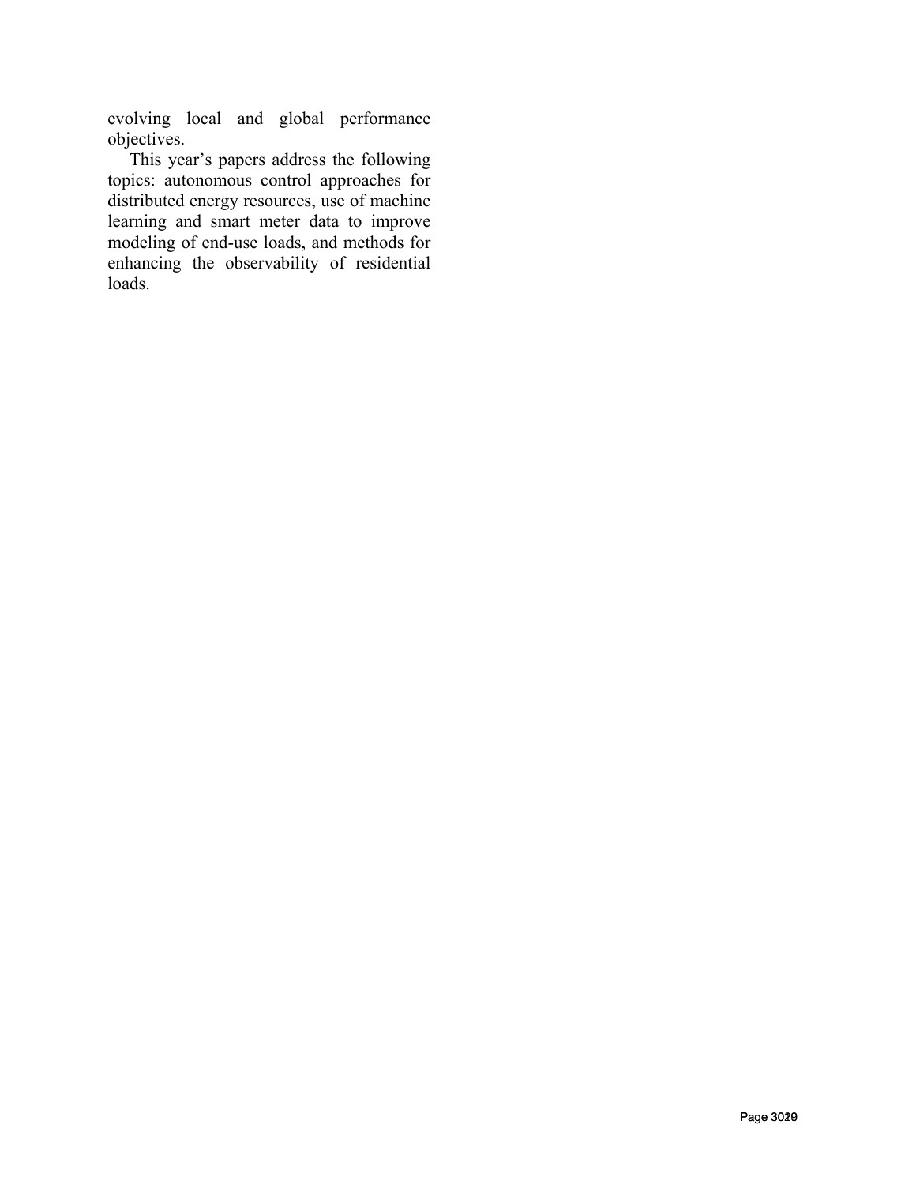evolving local and global performance objectives.

This year's papers address the following topics: autonomous control approaches for distributed energy resources, use of machine learning and smart meter data to improve modeling of end-use loads, and methods for enhancing the observability of residential loads.